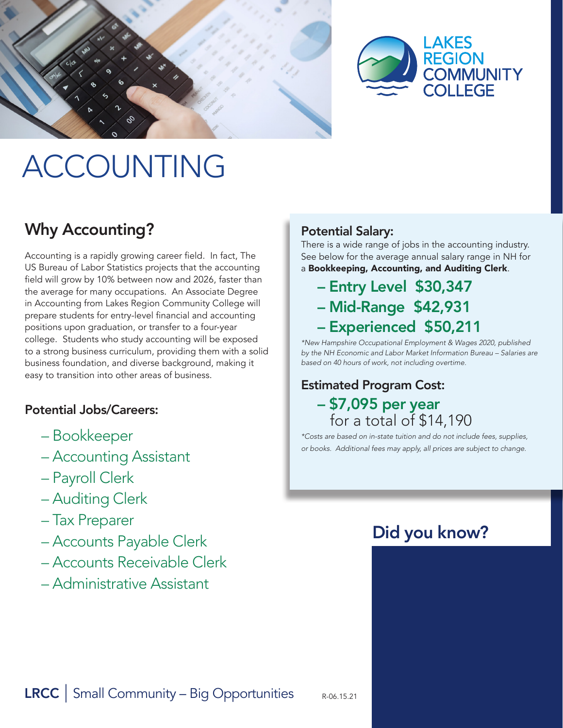# ACCOUNTING

## Why Accounting?

Accounting is a rapidly growing career field. In fact, The US Bureau of Labor Statistics projects that the accounting field will grow by 10% between now and 2026, faster than the average for many occupations. An Associate Degree in Accounting from Lakes Region Community College will prepare students for entry-level financial and accounting positions upon graduation, or transfer to a four-year college. Students who study accounting will be exposed to a strong business curriculum, providing them with a solid business foundation, and diverse background, making it easy to transition into other areas of business.

### Potential Jobs/Careers:

- Bookkeeper
- Accounting Assistant
- Payroll Clerk
- Auditing Clerk
- Tax Preparer
- Accounts Payable Clerk
- Accounts Receivable Clerk
- Administrative Assistant

### Potential Salary:

There is a wide range of jobs in the accounting industry. See below for the average annual salary range in NH for a **Bookkeeping, Accounting, and Auditing Clerk**.

- **Entry Level $30,347**
- **Mid-Range $42,931**
- **Experienced $50,211**

*\*New Hampshire Occupational Employment & Wages 2020, published by the NH Economic and Labor Market Information Bureau – Salaries are based on 40 hours of work, not including overtime.*

### Estimated Program Cost:

- **$7,095 per year** for a total of $14,190

*\*Costs are based on in-state tuition and do not include fees, supplies, or books. Additional fees may apply, all prices are subject to change.*

## Did you know?

**LRCC** | Small Community – Big Opportunities

R-06.15.21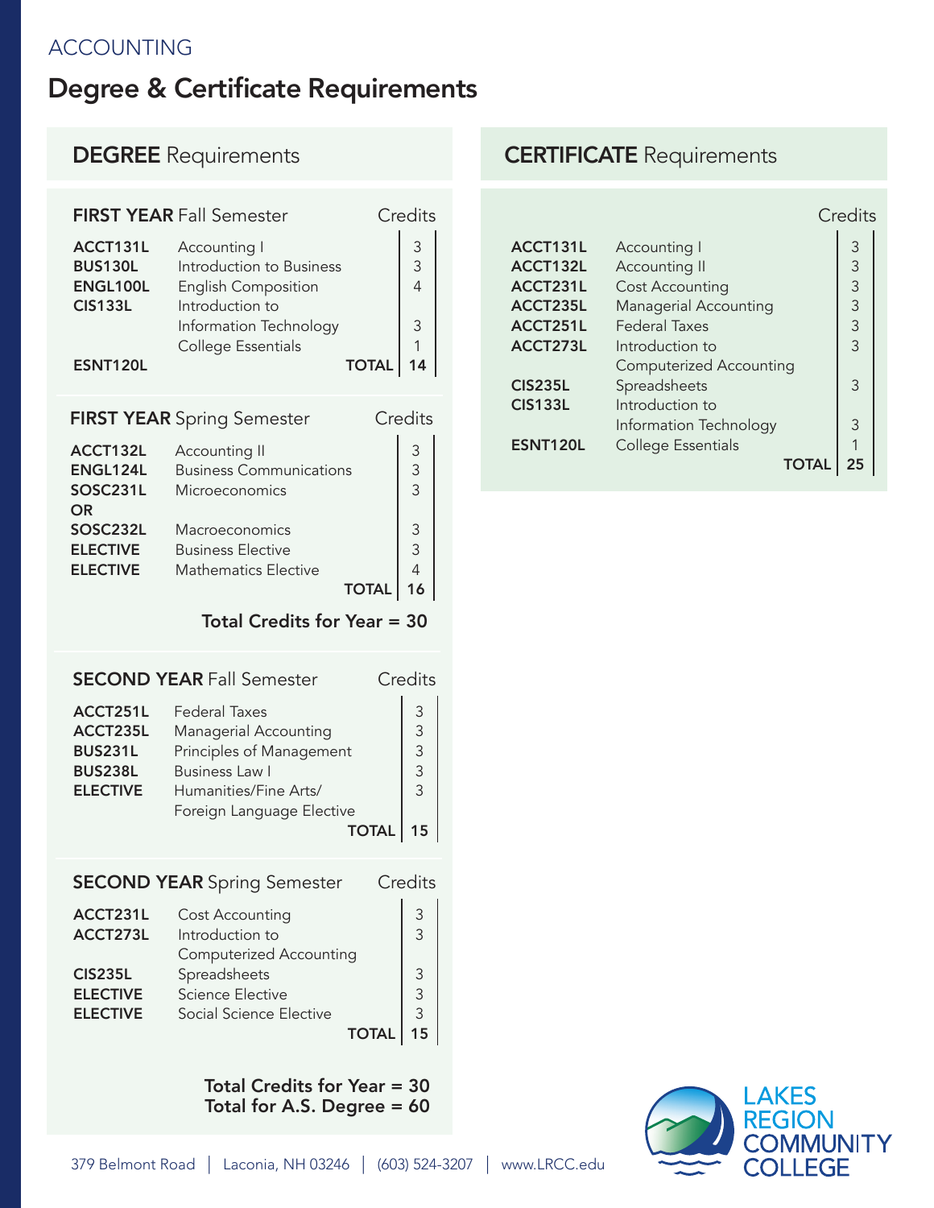ACCOUNTING

# Degree & Certificate Requirements

## DEGREE Requirements

### FIRST YEAR Fall Semester

| | | Credits |
|---|---|---|
| ACCT131L | Accounting I | 3 |
| BUS130L | Introduction to Business | 3 |
| ENGL100L | English Composition | 4 |
| CIS133L | Introduction to Information Technology | 3 |
| ESNT120L | College Essentials | 1 |
| | TOTAL | 14 |

### FIRST YEAR Spring Semester

| | | Credits |
|---|---|---|
| ACCT132L | Accounting II | 3 |
| ENGL124L | Business Communications | 3 |
| SOSC231L | Microeconomics | 3 |
| OR | | |
| SOSC232L | Macroeconomics | 3 |
| ELECTIVE | Business Elective | 3 |
| ELECTIVE | Mathematics Elective | 4 |
| | TOTAL | 16 |

**Total Credits for Year = 30**

### SECOND YEAR Fall Semester

| | | Credits |
|---|---|---|
| ACCT251L | Federal Taxes | 3 |
| ACCT235L | Managerial Accounting | 3 |
| BUS231L | Principles of Management | 3 |
| BUS238L | Business Law I | 3 |
| ELECTIVE | Humanities/Fine Arts/ Foreign Language Elective | 3 |
| | TOTAL | 15 |

### SECOND YEAR Spring Semester

| | | Credits |
|---|---|---|
| ACCT231L | Cost Accounting | 3 |
| ACCT273L | Introduction to Computerized Accounting | 3 |
| CIS235L | Spreadsheets | 3 |
| ELECTIVE | Science Elective | 3 |
| ELECTIVE | Social Science Elective | 3 |
| | TOTAL | 15 |

**Total Credits for Year = 30**
**Total for A.S. Degree = 60**

## CERTIFICATE Requirements

| | | Credits |
|---|---|---|
| ACCT131L | Accounting I | 3 |
| ACCT132L | Accounting II | 3 |
| ACCT231L | Cost Accounting | 3 |
| ACCT235L | Managerial Accounting | 3 |
| ACCT251L | Federal Taxes | 3 |
| ACCT273L | Introduction to Computerized Accounting | 3 |
| CIS235L | Spreadsheets | 3 |
| CIS133L | Introduction to Information Technology | 3 |
| ESNT120L | College Essentials | 1 |
| | TOTAL | 25 |

379 Belmont Road | Laconia, NH 03246 | (603) 524-3207 | www.LRCC.edu

LAKES REGION COMMUNITY COLLEGE